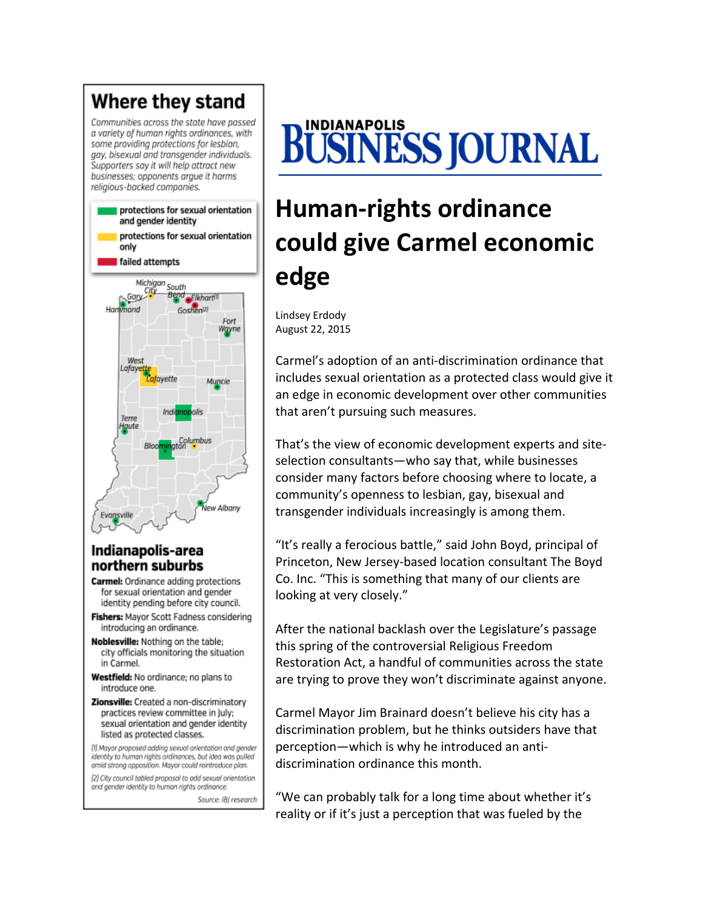# INDIANAPOLIS BUSINESS JOURNAL

# Human-rights ordinance could give Carmel economic edge

Lindsey Erdody
August 22, 2015

Carmel's adoption of an anti-discrimination ordinance that includes sexual orientation as a protected class would give it an edge in economic development over other communities that aren't pursuing such measures.

That's the view of economic development experts and site-selection consultants—who say that, while businesses consider many factors before choosing where to locate, a community's openness to lesbian, gay, bisexual and transgender individuals increasingly is among them.

"It's really a ferocious battle," said John Boyd, principal of Princeton, New Jersey-based location consultant The Boyd Co. Inc. "This is something that many of our clients are looking at very closely."

After the national backlash over the Legislature's passage this spring of the controversial Religious Freedom Restoration Act, a handful of communities across the state are trying to prove they won't discriminate against anyone.

Carmel Mayor Jim Brainard doesn't believe his city has a discrimination problem, but he thinks outsiders have that perception—which is why he introduced an anti-discrimination ordinance this month.

"We can probably talk for a long time about whether it's reality or if it's just a perception that was fueled by the

## Where they stand

*Communities across the state have passed a variety of human rights ordinances, with some providing protections for lesbian, gay, bisexual and transgender individuals. Supporters say it will help attract new businesses; opponents argue it harms religious-backed companies.*

- protections for sexual orientation and gender identity
- protections for sexual orientation only
- failed attempts

Michigan City, South Bend, Gary, Elkhart[1], Hammond, Goshen[2], Fort Wayne, West Lafayette, Lafayette, Muncie, Indianapolis, Terre Haute, Columbus, Bloomington, New Albany, Evansville

### Indianapolis-area northern suburbs

**Carmel:** Ordinance adding protections for sexual orientation and gender identity pending before city council.

**Fishers:** Mayor Scott Fadness considering introducing an ordinance.

**Noblesville:** Nothing on the table; city officials monitoring the situation in Carmel.

**Westfield:** No ordinance; no plans to introduce one.

**Zionsville:** Created a non-discriminatory practices review committee in July; sexual orientation and gender identity listed as protected classes.

*[1] Mayor proposed adding sexual orientation and gender identity to human rights ordinances, but idea was pulled amid strong opposition. Mayor could reintroduce plan.*

*[2] City council tabled proposal to add sexual orientation and gender identity to human rights ordinance.*

*Source: IBJ research*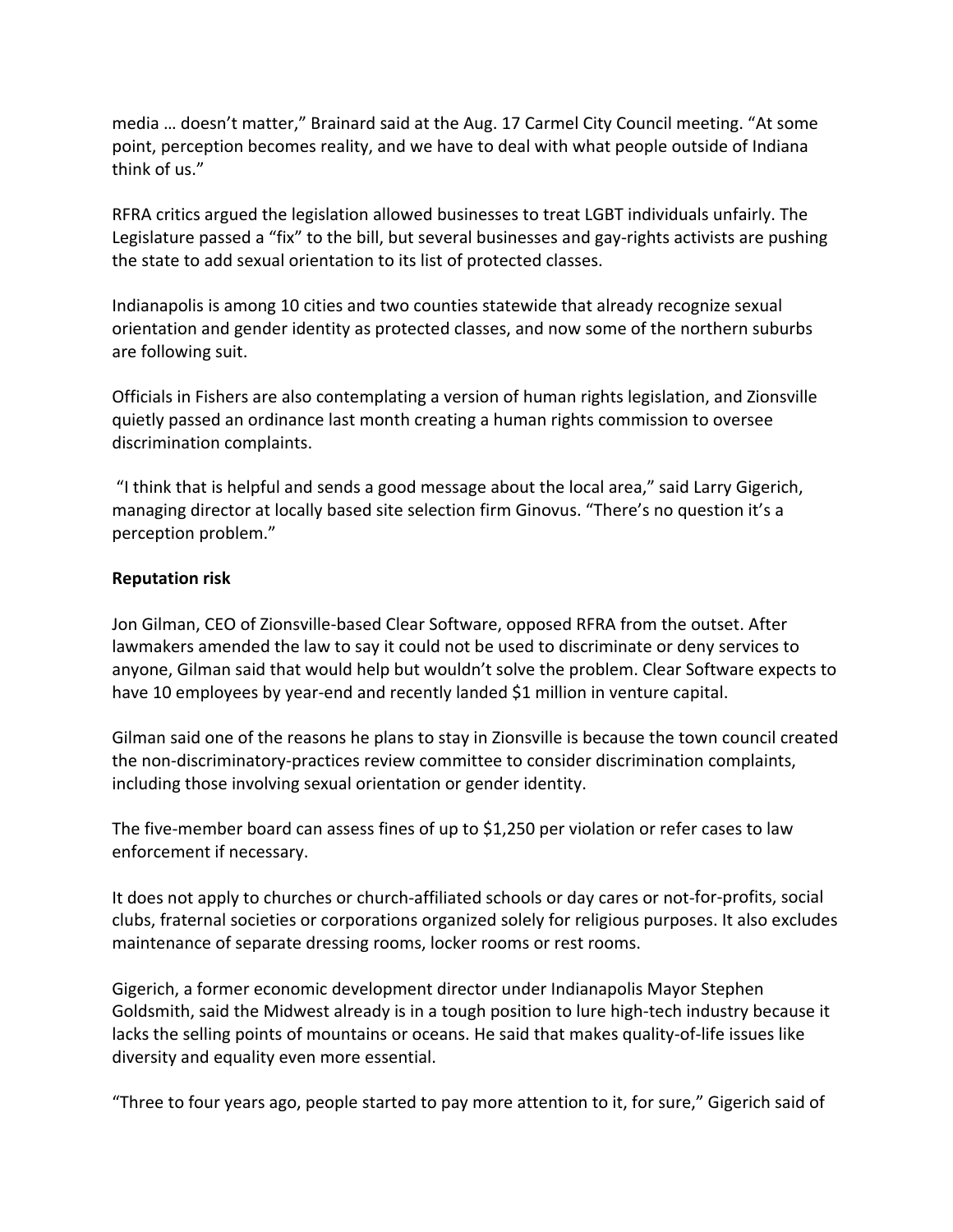media … doesn't matter," Brainard said at the Aug. 17 Carmel City Council meeting. "At some point, perception becomes reality, and we have to deal with what people outside of Indiana think of us."

RFRA critics argued the legislation allowed businesses to treat LGBT individuals unfairly. The Legislature passed a "fix" to the bill, but several businesses and gay-rights activists are pushing the state to add sexual orientation to its list of protected classes.

Indianapolis is among 10 cities and two counties statewide that already recognize sexual orientation and gender identity as protected classes, and now some of the northern suburbs are following suit.

Officials in Fishers are also contemplating a version of human rights legislation, and Zionsville quietly passed an ordinance last month creating a human rights commission to oversee discrimination complaints.

"I think that is helpful and sends a good message about the local area," said Larry Gigerich, managing director at locally based site selection firm Ginovus. "There's no question it's a perception problem."

**Reputation risk**

Jon Gilman, CEO of Zionsville-based Clear Software, opposed RFRA from the outset. After lawmakers amended the law to say it could not be used to discriminate or deny services to anyone, Gilman said that would help but wouldn't solve the problem. Clear Software expects to have 10 employees by year-end and recently landed $1 million in venture capital.

Gilman said one of the reasons he plans to stay in Zionsville is because the town council created the non-discriminatory-practices review committee to consider discrimination complaints, including those involving sexual orientation or gender identity.

The five-member board can assess fines of up to $1,250 per violation or refer cases to law enforcement if necessary.

It does not apply to churches or church-affiliated schools or day cares or not-for-profits, social clubs, fraternal societies or corporations organized solely for religious purposes. It also excludes maintenance of separate dressing rooms, locker rooms or rest rooms.

Gigerich, a former economic development director under Indianapolis Mayor Stephen Goldsmith, said the Midwest already is in a tough position to lure high-tech industry because it lacks the selling points of mountains or oceans. He said that makes quality-of-life issues like diversity and equality even more essential.

"Three to four years ago, people started to pay more attention to it, for sure," Gigerich said of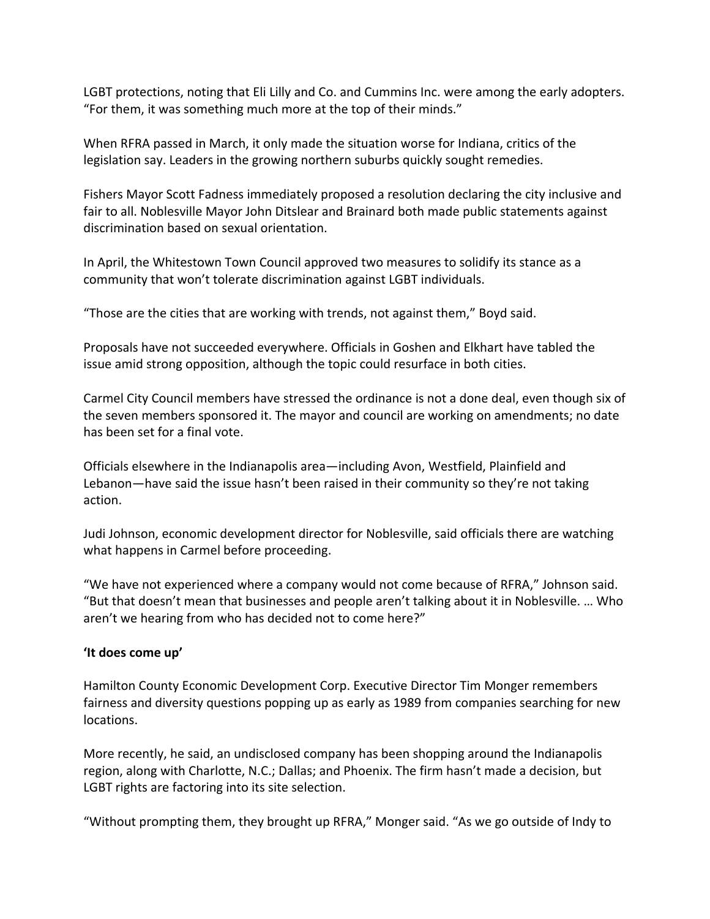LGBT protections, noting that Eli Lilly and Co. and Cummins Inc. were among the early adopters. "For them, it was something much more at the top of their minds."

When RFRA passed in March, it only made the situation worse for Indiana, critics of the legislation say. Leaders in the growing northern suburbs quickly sought remedies.

Fishers Mayor Scott Fadness immediately proposed a resolution declaring the city inclusive and fair to all. Noblesville Mayor John Ditslear and Brainard both made public statements against discrimination based on sexual orientation.

In April, the Whitestown Town Council approved two measures to solidify its stance as a community that won't tolerate discrimination against LGBT individuals.

"Those are the cities that are working with trends, not against them," Boyd said.

Proposals have not succeeded everywhere. Officials in Goshen and Elkhart have tabled the issue amid strong opposition, although the topic could resurface in both cities.

Carmel City Council members have stressed the ordinance is not a done deal, even though six of the seven members sponsored it. The mayor and council are working on amendments; no date has been set for a final vote.

Officials elsewhere in the Indianapolis area—including Avon, Westfield, Plainfield and Lebanon—have said the issue hasn't been raised in their community so they're not taking action.

Judi Johnson, economic development director for Noblesville, said officials there are watching what happens in Carmel before proceeding.

"We have not experienced where a company would not come because of RFRA," Johnson said. "But that doesn't mean that businesses and people aren't talking about it in Noblesville. … Who aren't we hearing from who has decided not to come here?"

**'It does come up'**

Hamilton County Economic Development Corp. Executive Director Tim Monger remembers fairness and diversity questions popping up as early as 1989 from companies searching for new locations.

More recently, he said, an undisclosed company has been shopping around the Indianapolis region, along with Charlotte, N.C.; Dallas; and Phoenix. The firm hasn't made a decision, but LGBT rights are factoring into its site selection.

"Without prompting them, they brought up RFRA," Monger said. "As we go outside of Indy to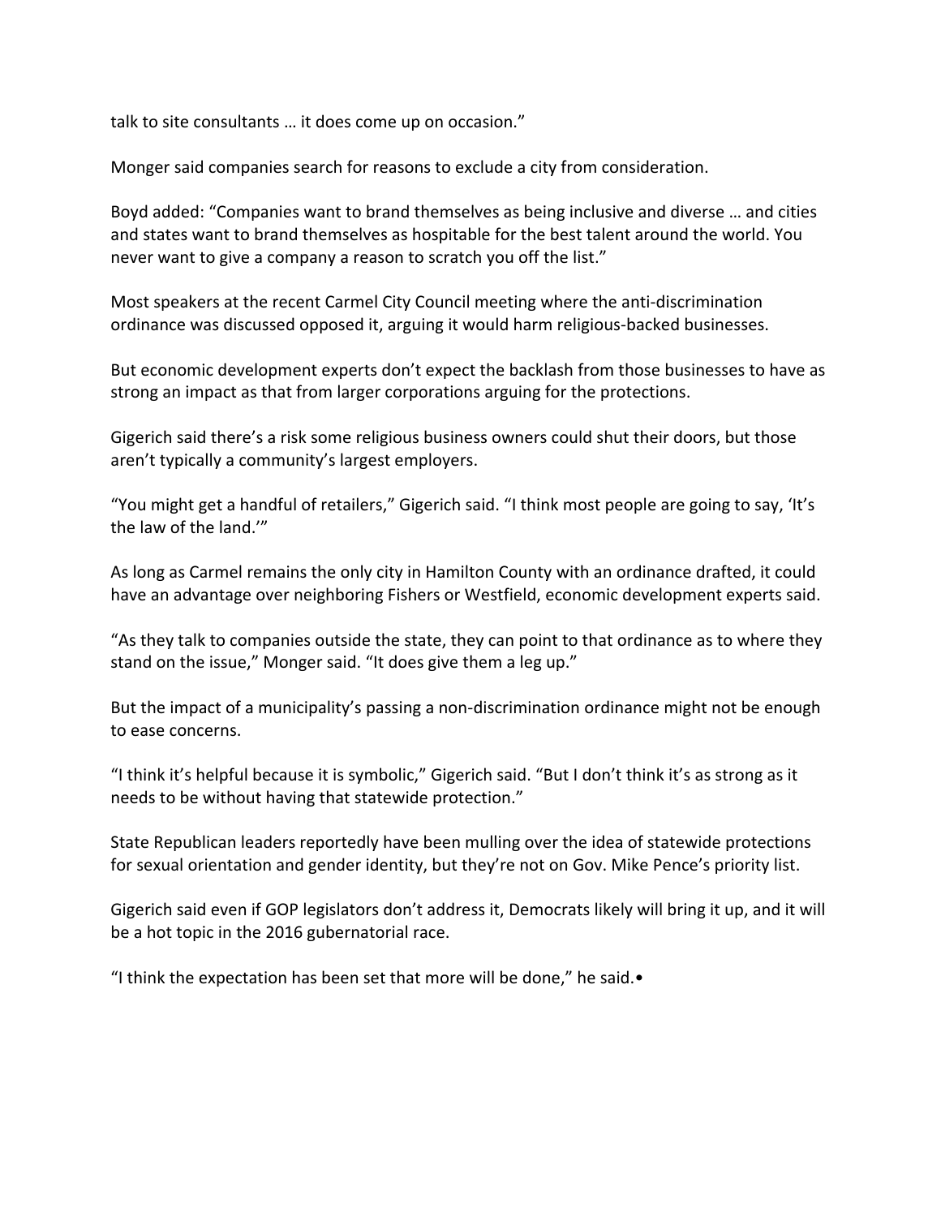talk to site consultants … it does come up on occasion."

Monger said companies search for reasons to exclude a city from consideration.

Boyd added: "Companies want to brand themselves as being inclusive and diverse … and cities and states want to brand themselves as hospitable for the best talent around the world. You never want to give a company a reason to scratch you off the list."

Most speakers at the recent Carmel City Council meeting where the anti-discrimination ordinance was discussed opposed it, arguing it would harm religious-backed businesses.

But economic development experts don't expect the backlash from those businesses to have as strong an impact as that from larger corporations arguing for the protections.

Gigerich said there's a risk some religious business owners could shut their doors, but those aren't typically a community's largest employers.

"You might get a handful of retailers," Gigerich said. "I think most people are going to say, 'It's the law of the land.'"

As long as Carmel remains the only city in Hamilton County with an ordinance drafted, it could have an advantage over neighboring Fishers or Westfield, economic development experts said.

"As they talk to companies outside the state, they can point to that ordinance as to where they stand on the issue," Monger said. "It does give them a leg up."

But the impact of a municipality's passing a non-discrimination ordinance might not be enough to ease concerns.

"I think it's helpful because it is symbolic," Gigerich said. "But I don't think it's as strong as it needs to be without having that statewide protection."

State Republican leaders reportedly have been mulling over the idea of statewide protections for sexual orientation and gender identity, but they're not on Gov. Mike Pence's priority list.

Gigerich said even if GOP legislators don't address it, Democrats likely will bring it up, and it will be a hot topic in the 2016 gubernatorial race.

"I think the expectation has been set that more will be done," he said.•